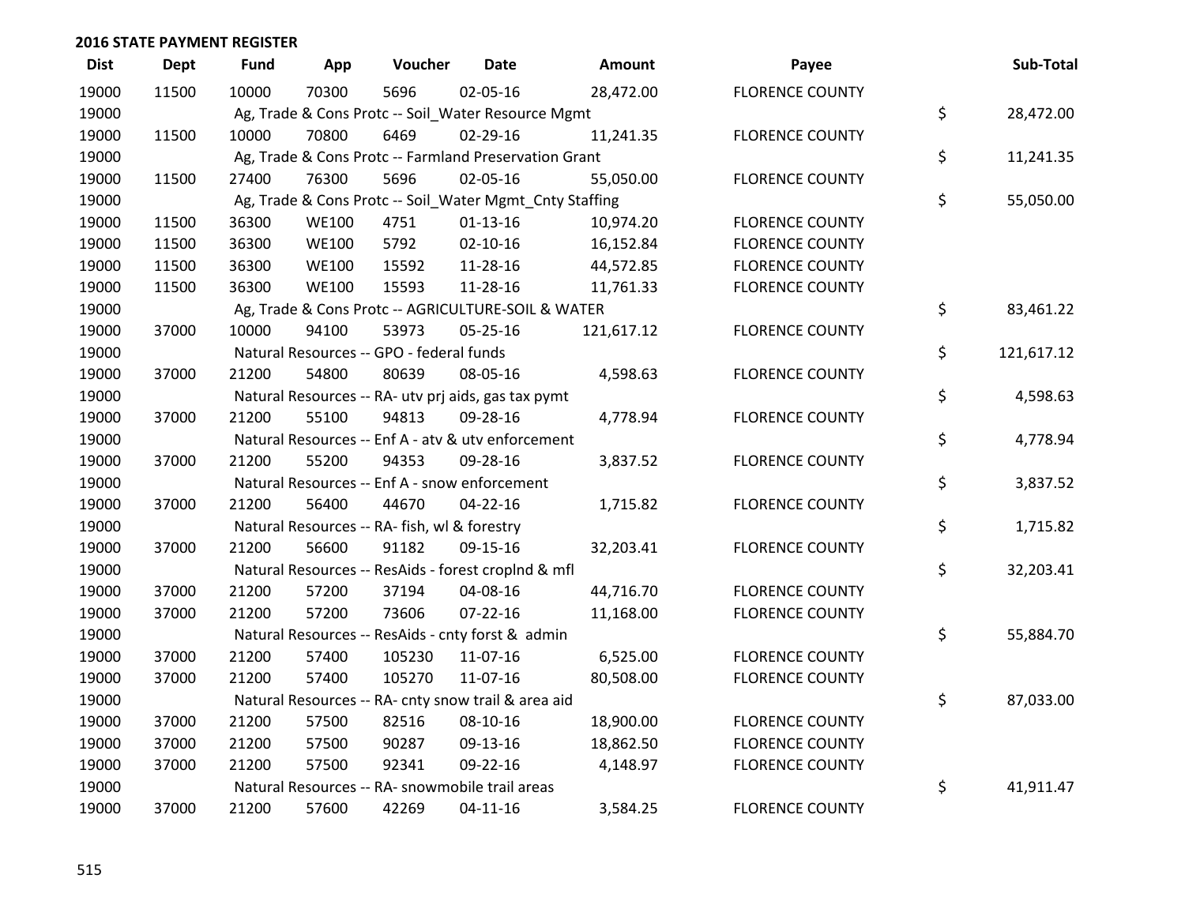## 2016 STATE PAYMENT REGISTER

| Dist | Dept | Fund | App | Voucher | Date | Amount | Payee | Sub-Total |
|---|---|---|---|---|---|---|---|---|
| 19000 | 11500 | 10000 | 70300 | 5696 | 02-05-16 | 28,472.00 | FLORENCE COUNTY | |
| 19000 | | Ag, Trade & Cons Protc -- Soil_Water Resource Mgmt | | | | | | $ 28,472.00 |
| 19000 | 11500 | 10000 | 70800 | 6469 | 02-29-16 | 11,241.35 | FLORENCE COUNTY | |
| 19000 | | Ag, Trade & Cons Protc -- Farmland Preservation Grant | | | | | | $ 11,241.35 |
| 19000 | 11500 | 27400 | 76300 | 5696 | 02-05-16 | 55,050.00 | FLORENCE COUNTY | |
| 19000 | | Ag, Trade & Cons Protc -- Soil_Water Mgmt_Cnty Staffing | | | | | | $ 55,050.00 |
| 19000 | 11500 | 36300 | WE100 | 4751 | 01-13-16 | 10,974.20 | FLORENCE COUNTY | |
| 19000 | 11500 | 36300 | WE100 | 5792 | 02-10-16 | 16,152.84 | FLORENCE COUNTY | |
| 19000 | 11500 | 36300 | WE100 | 15592 | 11-28-16 | 44,572.85 | FLORENCE COUNTY | |
| 19000 | 11500 | 36300 | WE100 | 15593 | 11-28-16 | 11,761.33 | FLORENCE COUNTY | |
| 19000 | | Ag, Trade & Cons Protc -- AGRICULTURE-SOIL & WATER | | | | | | $ 83,461.22 |
| 19000 | 37000 | 10000 | 94100 | 53973 | 05-25-16 | 121,617.12 | FLORENCE COUNTY | |
| 19000 | | Natural Resources -- GPO - federal funds | | | | | | $ 121,617.12 |
| 19000 | 37000 | 21200 | 54800 | 80639 | 08-05-16 | 4,598.63 | FLORENCE COUNTY | |
| 19000 | | Natural Resources -- RA- utv prj aids, gas tax pymt | | | | | | $ 4,598.63 |
| 19000 | 37000 | 21200 | 55100 | 94813 | 09-28-16 | 4,778.94 | FLORENCE COUNTY | |
| 19000 | | Natural Resources -- Enf A - atv & utv enforcement | | | | | | $ 4,778.94 |
| 19000 | 37000 | 21200 | 55200 | 94353 | 09-28-16 | 3,837.52 | FLORENCE COUNTY | |
| 19000 | | Natural Resources -- Enf A - snow enforcement | | | | | | $ 3,837.52 |
| 19000 | 37000 | 21200 | 56400 | 44670 | 04-22-16 | 1,715.82 | FLORENCE COUNTY | |
| 19000 | | Natural Resources -- RA- fish, wl & forestry | | | | | | $ 1,715.82 |
| 19000 | 37000 | 21200 | 56600 | 91182 | 09-15-16 | 32,203.41 | FLORENCE COUNTY | |
| 19000 | | Natural Resources -- ResAids - forest croplnd & mfl | | | | | | $ 32,203.41 |
| 19000 | 37000 | 21200 | 57200 | 37194 | 04-08-16 | 44,716.70 | FLORENCE COUNTY | |
| 19000 | 37000 | 21200 | 57200 | 73606 | 07-22-16 | 11,168.00 | FLORENCE COUNTY | |
| 19000 | | Natural Resources -- ResAids - cnty forst & admin | | | | | | $ 55,884.70 |
| 19000 | 37000 | 21200 | 57400 | 105230 | 11-07-16 | 6,525.00 | FLORENCE COUNTY | |
| 19000 | 37000 | 21200 | 57400 | 105270 | 11-07-16 | 80,508.00 | FLORENCE COUNTY | |
| 19000 | | Natural Resources -- RA- cnty snow trail & area aid | | | | | | $ 87,033.00 |
| 19000 | 37000 | 21200 | 57500 | 82516 | 08-10-16 | 18,900.00 | FLORENCE COUNTY | |
| 19000 | 37000 | 21200 | 57500 | 90287 | 09-13-16 | 18,862.50 | FLORENCE COUNTY | |
| 19000 | 37000 | 21200 | 57500 | 92341 | 09-22-16 | 4,148.97 | FLORENCE COUNTY | |
| 19000 | | Natural Resources -- RA- snowmobile trail areas | | | | | | $ 41,911.47 |
| 19000 | 37000 | 21200 | 57600 | 42269 | 04-11-16 | 3,584.25 | FLORENCE COUNTY | |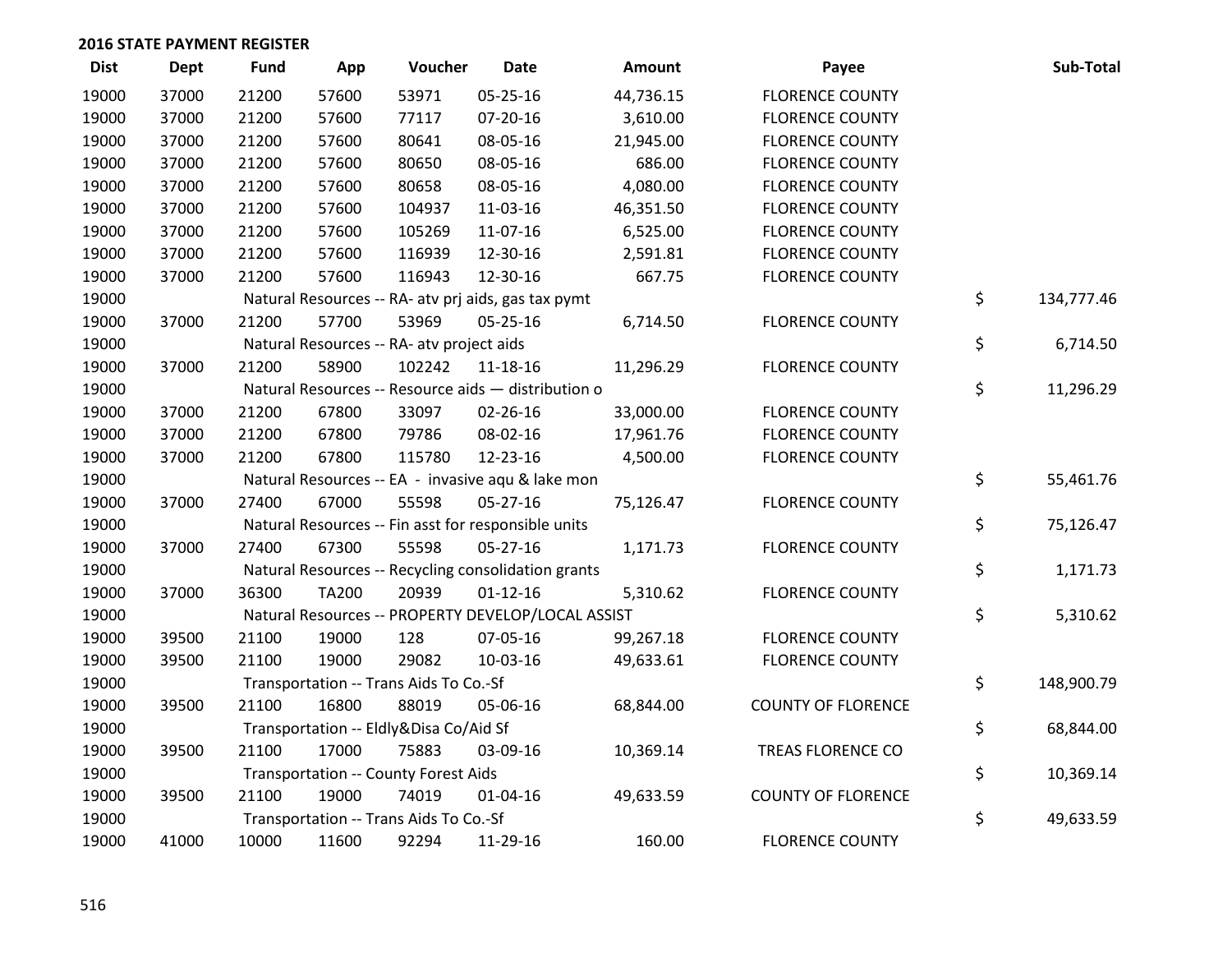**2016 STATE PAYMENT REGISTER**

| Dist | Dept | Fund | App | Voucher | Date | Amount | Payee | Sub-Total |
|---|---|---|---|---|---|---|---|---|
| 19000 | 37000 | 21200 | 57600 | 53971 | 05-25-16 | 44,736.15 | FLORENCE COUNTY | |
| 19000 | 37000 | 21200 | 57600 | 77117 | 07-20-16 | 3,610.00 | FLORENCE COUNTY | |
| 19000 | 37000 | 21200 | 57600 | 80641 | 08-05-16 | 21,945.00 | FLORENCE COUNTY | |
| 19000 | 37000 | 21200 | 57600 | 80650 | 08-05-16 | 686.00 | FLORENCE COUNTY | |
| 19000 | 37000 | 21200 | 57600 | 80658 | 08-05-16 | 4,080.00 | FLORENCE COUNTY | |
| 19000 | 37000 | 21200 | 57600 | 104937 | 11-03-16 | 46,351.50 | FLORENCE COUNTY | |
| 19000 | 37000 | 21200 | 57600 | 105269 | 11-07-16 | 6,525.00 | FLORENCE COUNTY | |
| 19000 | 37000 | 21200 | 57600 | 116939 | 12-30-16 | 2,591.81 | FLORENCE COUNTY | |
| 19000 | 37000 | 21200 | 57600 | 116943 | 12-30-16 | 667.75 | FLORENCE COUNTY | |
| 19000 | | Natural Resources -- RA- atv prj aids, gas tax pymt | | | | | | $ 134,777.46 |
| 19000 | 37000 | 21200 | 57700 | 53969 | 05-25-16 | 6,714.50 | FLORENCE COUNTY | |
| 19000 | | Natural Resources -- RA- atv project aids | | | | | | $ 6,714.50 |
| 19000 | 37000 | 21200 | 58900 | 102242 | 11-18-16 | 11,296.29 | FLORENCE COUNTY | |
| 19000 | | Natural Resources -- Resource aids — distribution o | | | | | | $ 11,296.29 |
| 19000 | 37000 | 21200 | 67800 | 33097 | 02-26-16 | 33,000.00 | FLORENCE COUNTY | |
| 19000 | 37000 | 21200 | 67800 | 79786 | 08-02-16 | 17,961.76 | FLORENCE COUNTY | |
| 19000 | 37000 | 21200 | 67800 | 115780 | 12-23-16 | 4,500.00 | FLORENCE COUNTY | |
| 19000 | | Natural Resources -- EA - invasive aqu & lake mon | | | | | | $ 55,461.76 |
| 19000 | 37000 | 27400 | 67000 | 55598 | 05-27-16 | 75,126.47 | FLORENCE COUNTY | |
| 19000 | | Natural Resources -- Fin asst for responsible units | | | | | | $ 75,126.47 |
| 19000 | 37000 | 27400 | 67300 | 55598 | 05-27-16 | 1,171.73 | FLORENCE COUNTY | |
| 19000 | | Natural Resources -- Recycling consolidation grants | | | | | | $ 1,171.73 |
| 19000 | 37000 | 36300 | TA200 | 20939 | 01-12-16 | 5,310.62 | FLORENCE COUNTY | |
| 19000 | | Natural Resources -- PROPERTY DEVELOP/LOCAL ASSIST | | | | | | $ 5,310.62 |
| 19000 | 39500 | 21100 | 19000 | 128 | 07-05-16 | 99,267.18 | FLORENCE COUNTY | |
| 19000 | 39500 | 21100 | 19000 | 29082 | 10-03-16 | 49,633.61 | FLORENCE COUNTY | |
| 19000 | | Transportation -- Trans Aids To Co.-Sf | | | | | | $ 148,900.79 |
| 19000 | 39500 | 21100 | 16800 | 88019 | 05-06-16 | 68,844.00 | COUNTY OF FLORENCE | |
| 19000 | | Transportation -- Eldly&Disa Co/Aid Sf | | | | | | $ 68,844.00 |
| 19000 | 39500 | 21100 | 17000 | 75883 | 03-09-16 | 10,369.14 | TREAS FLORENCE CO | |
| 19000 | | Transportation -- County Forest Aids | | | | | | $ 10,369.14 |
| 19000 | 39500 | 21100 | 19000 | 74019 | 01-04-16 | 49,633.59 | COUNTY OF FLORENCE | |
| 19000 | | Transportation -- Trans Aids To Co.-Sf | | | | | | $ 49,633.59 |
| 19000 | 41000 | 10000 | 11600 | 92294 | 11-29-16 | 160.00 | FLORENCE COUNTY | |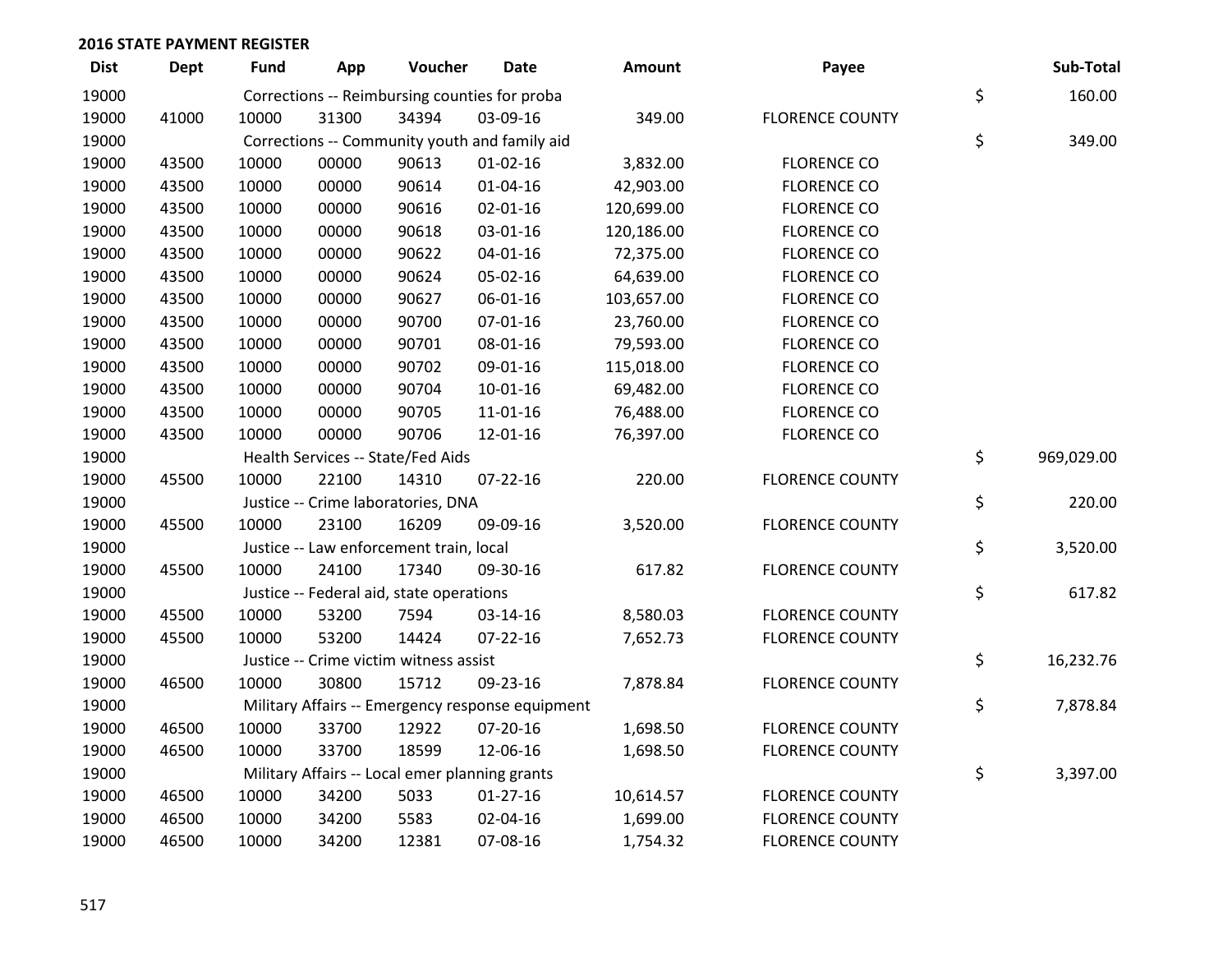## 2016 STATE PAYMENT REGISTER

| Dist | Dept | Fund | App | Voucher | Date | Amount | Payee | | Sub-Total |
|---|---|---|---|---|---|---|---|---|---|
| 19000 | | Corrections -- Reimbursing counties for proba | | | | | | $ | 160.00 |
| 19000 | 41000 | 10000 | 31300 | 34394 | 03-09-16 | 349.00 | FLORENCE COUNTY | | |
| 19000 | | Corrections -- Community youth and family aid | | | | | | $ | 349.00 |
| 19000 | 43500 | 10000 | 00000 | 90613 | 01-02-16 | 3,832.00 | FLORENCE CO | | |
| 19000 | 43500 | 10000 | 00000 | 90614 | 01-04-16 | 42,903.00 | FLORENCE CO | | |
| 19000 | 43500 | 10000 | 00000 | 90616 | 02-01-16 | 120,699.00 | FLORENCE CO | | |
| 19000 | 43500 | 10000 | 00000 | 90618 | 03-01-16 | 120,186.00 | FLORENCE CO | | |
| 19000 | 43500 | 10000 | 00000 | 90622 | 04-01-16 | 72,375.00 | FLORENCE CO | | |
| 19000 | 43500 | 10000 | 00000 | 90624 | 05-02-16 | 64,639.00 | FLORENCE CO | | |
| 19000 | 43500 | 10000 | 00000 | 90627 | 06-01-16 | 103,657.00 | FLORENCE CO | | |
| 19000 | 43500 | 10000 | 00000 | 90700 | 07-01-16 | 23,760.00 | FLORENCE CO | | |
| 19000 | 43500 | 10000 | 00000 | 90701 | 08-01-16 | 79,593.00 | FLORENCE CO | | |
| 19000 | 43500 | 10000 | 00000 | 90702 | 09-01-16 | 115,018.00 | FLORENCE CO | | |
| 19000 | 43500 | 10000 | 00000 | 90704 | 10-01-16 | 69,482.00 | FLORENCE CO | | |
| 19000 | 43500 | 10000 | 00000 | 90705 | 11-01-16 | 76,488.00 | FLORENCE CO | | |
| 19000 | 43500 | 10000 | 00000 | 90706 | 12-01-16 | 76,397.00 | FLORENCE CO | | |
| 19000 | | Health Services -- State/Fed Aids | | | | | | $ | 969,029.00 |
| 19000 | 45500 | 10000 | 22100 | 14310 | 07-22-16 | 220.00 | FLORENCE COUNTY | | |
| 19000 | | Justice -- Crime laboratories, DNA | | | | | | $ | 220.00 |
| 19000 | 45500 | 10000 | 23100 | 16209 | 09-09-16 | 3,520.00 | FLORENCE COUNTY | | |
| 19000 | | Justice -- Law enforcement train, local | | | | | | $ | 3,520.00 |
| 19000 | 45500 | 10000 | 24100 | 17340 | 09-30-16 | 617.82 | FLORENCE COUNTY | | |
| 19000 | | Justice -- Federal aid, state operations | | | | | | $ | 617.82 |
| 19000 | 45500 | 10000 | 53200 | 7594 | 03-14-16 | 8,580.03 | FLORENCE COUNTY | | |
| 19000 | 45500 | 10000 | 53200 | 14424 | 07-22-16 | 7,652.73 | FLORENCE COUNTY | | |
| 19000 | | Justice -- Crime victim witness assist | | | | | | $ | 16,232.76 |
| 19000 | 46500 | 10000 | 30800 | 15712 | 09-23-16 | 7,878.84 | FLORENCE COUNTY | | |
| 19000 | | Military Affairs -- Emergency response equipment | | | | | | $ | 7,878.84 |
| 19000 | 46500 | 10000 | 33700 | 12922 | 07-20-16 | 1,698.50 | FLORENCE COUNTY | | |
| 19000 | 46500 | 10000 | 33700 | 18599 | 12-06-16 | 1,698.50 | FLORENCE COUNTY | | |
| 19000 | | Military Affairs -- Local emer planning grants | | | | | | $ | 3,397.00 |
| 19000 | 46500 | 10000 | 34200 | 5033 | 01-27-16 | 10,614.57 | FLORENCE COUNTY | | |
| 19000 | 46500 | 10000 | 34200 | 5583 | 02-04-16 | 1,699.00 | FLORENCE COUNTY | | |
| 19000 | 46500 | 10000 | 34200 | 12381 | 07-08-16 | 1,754.32 | FLORENCE COUNTY | | |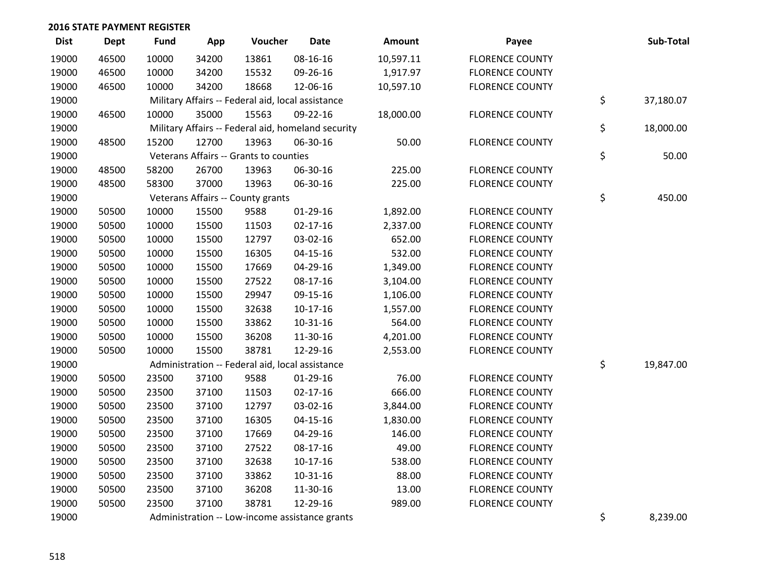**2016 STATE PAYMENT REGISTER**

| Dist | Dept | Fund | App | Voucher | Date | Amount | Payee | | Sub-Total |
|---|---|---|---|---|---|---|---|---|---|
| 19000 | 46500 | 10000 | 34200 | 13861 | 08-16-16 | 10,597.11 | FLORENCE COUNTY | | |
| 19000 | 46500 | 10000 | 34200 | 15532 | 09-26-16 | 1,917.97 | FLORENCE COUNTY | | |
| 19000 | 46500 | 10000 | 34200 | 18668 | 12-06-16 | 10,597.10 | FLORENCE COUNTY | | |
| 19000 | | Military Affairs -- Federal aid, local assistance | | | | | | $ | 37,180.07 |
| 19000 | 46500 | 10000 | 35000 | 15563 | 09-22-16 | 18,000.00 | FLORENCE COUNTY | | |
| 19000 | | Military Affairs -- Federal aid, homeland security | | | | | | $ | 18,000.00 |
| 19000 | 48500 | 15200 | 12700 | 13963 | 06-30-16 | 50.00 | FLORENCE COUNTY | | |
| 19000 | | Veterans Affairs -- Grants to counties | | | | | | $ | 50.00 |
| 19000 | 48500 | 58200 | 26700 | 13963 | 06-30-16 | 225.00 | FLORENCE COUNTY | | |
| 19000 | 48500 | 58300 | 37000 | 13963 | 06-30-16 | 225.00 | FLORENCE COUNTY | | |
| 19000 | | Veterans Affairs -- County grants | | | | | | $ | 450.00 |
| 19000 | 50500 | 10000 | 15500 | 9588 | 01-29-16 | 1,892.00 | FLORENCE COUNTY | | |
| 19000 | 50500 | 10000 | 15500 | 11503 | 02-17-16 | 2,337.00 | FLORENCE COUNTY | | |
| 19000 | 50500 | 10000 | 15500 | 12797 | 03-02-16 | 652.00 | FLORENCE COUNTY | | |
| 19000 | 50500 | 10000 | 15500 | 16305 | 04-15-16 | 532.00 | FLORENCE COUNTY | | |
| 19000 | 50500 | 10000 | 15500 | 17669 | 04-29-16 | 1,349.00 | FLORENCE COUNTY | | |
| 19000 | 50500 | 10000 | 15500 | 27522 | 08-17-16 | 3,104.00 | FLORENCE COUNTY | | |
| 19000 | 50500 | 10000 | 15500 | 29947 | 09-15-16 | 1,106.00 | FLORENCE COUNTY | | |
| 19000 | 50500 | 10000 | 15500 | 32638 | 10-17-16 | 1,557.00 | FLORENCE COUNTY | | |
| 19000 | 50500 | 10000 | 15500 | 33862 | 10-31-16 | 564.00 | FLORENCE COUNTY | | |
| 19000 | 50500 | 10000 | 15500 | 36208 | 11-30-16 | 4,201.00 | FLORENCE COUNTY | | |
| 19000 | 50500 | 10000 | 15500 | 38781 | 12-29-16 | 2,553.00 | FLORENCE COUNTY | | |
| 19000 | | Administration -- Federal aid, local assistance | | | | | | $ | 19,847.00 |
| 19000 | 50500 | 23500 | 37100 | 9588 | 01-29-16 | 76.00 | FLORENCE COUNTY | | |
| 19000 | 50500 | 23500 | 37100 | 11503 | 02-17-16 | 666.00 | FLORENCE COUNTY | | |
| 19000 | 50500 | 23500 | 37100 | 12797 | 03-02-16 | 3,844.00 | FLORENCE COUNTY | | |
| 19000 | 50500 | 23500 | 37100 | 16305 | 04-15-16 | 1,830.00 | FLORENCE COUNTY | | |
| 19000 | 50500 | 23500 | 37100 | 17669 | 04-29-16 | 146.00 | FLORENCE COUNTY | | |
| 19000 | 50500 | 23500 | 37100 | 27522 | 08-17-16 | 49.00 | FLORENCE COUNTY | | |
| 19000 | 50500 | 23500 | 37100 | 32638 | 10-17-16 | 538.00 | FLORENCE COUNTY | | |
| 19000 | 50500 | 23500 | 37100 | 33862 | 10-31-16 | 88.00 | FLORENCE COUNTY | | |
| 19000 | 50500 | 23500 | 37100 | 36208 | 11-30-16 | 13.00 | FLORENCE COUNTY | | |
| 19000 | 50500 | 23500 | 37100 | 38781 | 12-29-16 | 989.00 | FLORENCE COUNTY | | |
| 19000 | | Administration -- Low-income assistance grants | | | | | | $ | 8,239.00 |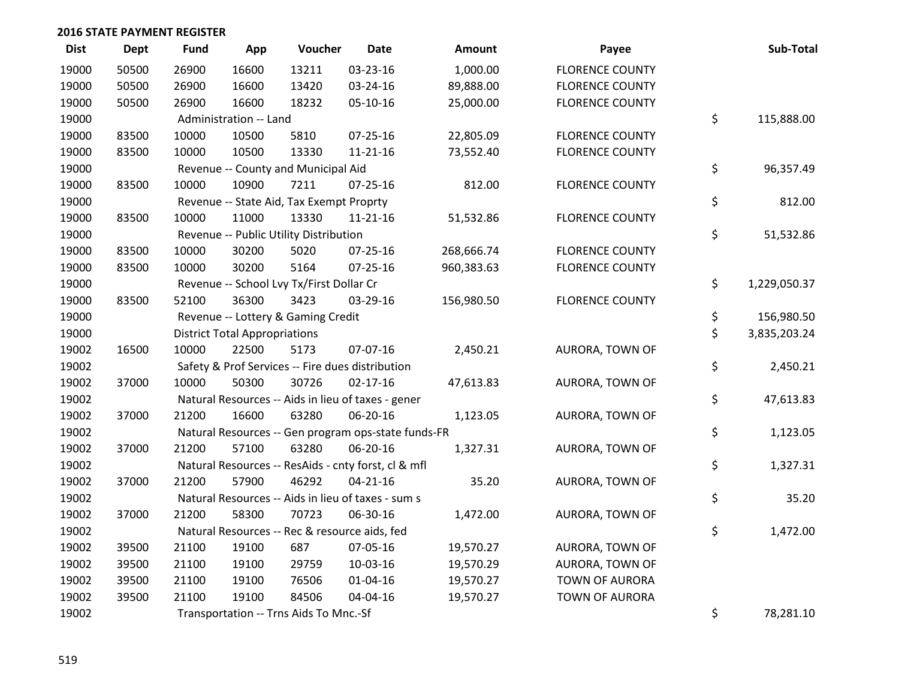## 2016 STATE PAYMENT REGISTER

| Dist | Dept | Fund | App | Voucher | Date | Amount | Payee | Sub-Total |
|---|---|---|---|---|---|---|---|---|
| 19000 | 50500 | 26900 | 16600 | 13211 | 03-23-16 | 1,000.00 | FLORENCE COUNTY | |
| 19000 | 50500 | 26900 | 16600 | 13420 | 03-24-16 | 89,888.00 | FLORENCE COUNTY | |
| 19000 | 50500 | 26900 | 16600 | 18232 | 05-10-16 | 25,000.00 | FLORENCE COUNTY | |
| 19000 | | Administration -- Land | | | | | | $ 115,888.00 |
| 19000 | 83500 | 10000 | 10500 | 5810 | 07-25-16 | 22,805.09 | FLORENCE COUNTY | |
| 19000 | 83500 | 10000 | 10500 | 13330 | 11-21-16 | 73,552.40 | FLORENCE COUNTY | |
| 19000 | | Revenue -- County and Municipal Aid | | | | | | $ 96,357.49 |
| 19000 | 83500 | 10000 | 10900 | 7211 | 07-25-16 | 812.00 | FLORENCE COUNTY | |
| 19000 | | Revenue -- State Aid, Tax Exempt Proprty | | | | | | $ 812.00 |
| 19000 | 83500 | 10000 | 11000 | 13330 | 11-21-16 | 51,532.86 | FLORENCE COUNTY | |
| 19000 | | Revenue -- Public Utility Distribution | | | | | | $ 51,532.86 |
| 19000 | 83500 | 10000 | 30200 | 5020 | 07-25-16 | 268,666.74 | FLORENCE COUNTY | |
| 19000 | 83500 | 10000 | 30200 | 5164 | 07-25-16 | 960,383.63 | FLORENCE COUNTY | |
| 19000 | | Revenue -- School Lvy Tx/First Dollar Cr | | | | | | $ 1,229,050.37 |
| 19000 | 83500 | 52100 | 36300 | 3423 | 03-29-16 | 156,980.50 | FLORENCE COUNTY | |
| 19000 | | Revenue -- Lottery & Gaming Credit | | | | | | $ 156,980.50 |
| 19000 | | District Total Appropriations | | | | | | $ 3,835,203.24 |
| 19002 | 16500 | 10000 | 22500 | 5173 | 07-07-16 | 2,450.21 | AURORA, TOWN OF | |
| 19002 | | Safety & Prof Services -- Fire dues distribution | | | | | | $ 2,450.21 |
| 19002 | 37000 | 10000 | 50300 | 30726 | 02-17-16 | 47,613.83 | AURORA, TOWN OF | |
| 19002 | | Natural Resources -- Aids in lieu of taxes - gener | | | | | | $ 47,613.83 |
| 19002 | 37000 | 21200 | 16600 | 63280 | 06-20-16 | 1,123.05 | AURORA, TOWN OF | |
| 19002 | | Natural Resources -- Gen program ops-state funds-FR | | | | | | $ 1,123.05 |
| 19002 | 37000 | 21200 | 57100 | 63280 | 06-20-16 | 1,327.31 | AURORA, TOWN OF | |
| 19002 | | Natural Resources -- ResAids - cnty forst, cl & mfl | | | | | | $ 1,327.31 |
| 19002 | 37000 | 21200 | 57900 | 46292 | 04-21-16 | 35.20 | AURORA, TOWN OF | |
| 19002 | | Natural Resources -- Aids in lieu of taxes - sum s | | | | | | $ 35.20 |
| 19002 | 37000 | 21200 | 58300 | 70723 | 06-30-16 | 1,472.00 | AURORA, TOWN OF | |
| 19002 | | Natural Resources -- Rec & resource aids, fed | | | | | | $ 1,472.00 |
| 19002 | 39500 | 21100 | 19100 | 687 | 07-05-16 | 19,570.27 | AURORA, TOWN OF | |
| 19002 | 39500 | 21100 | 19100 | 29759 | 10-03-16 | 19,570.29 | AURORA, TOWN OF | |
| 19002 | 39500 | 21100 | 19100 | 76506 | 01-04-16 | 19,570.27 | TOWN OF AURORA | |
| 19002 | 39500 | 21100 | 19100 | 84506 | 04-04-16 | 19,570.27 | TOWN OF AURORA | |
| 19002 | | Transportation -- Trns Aids To Mnc.-Sf | | | | | | $ 78,281.10 |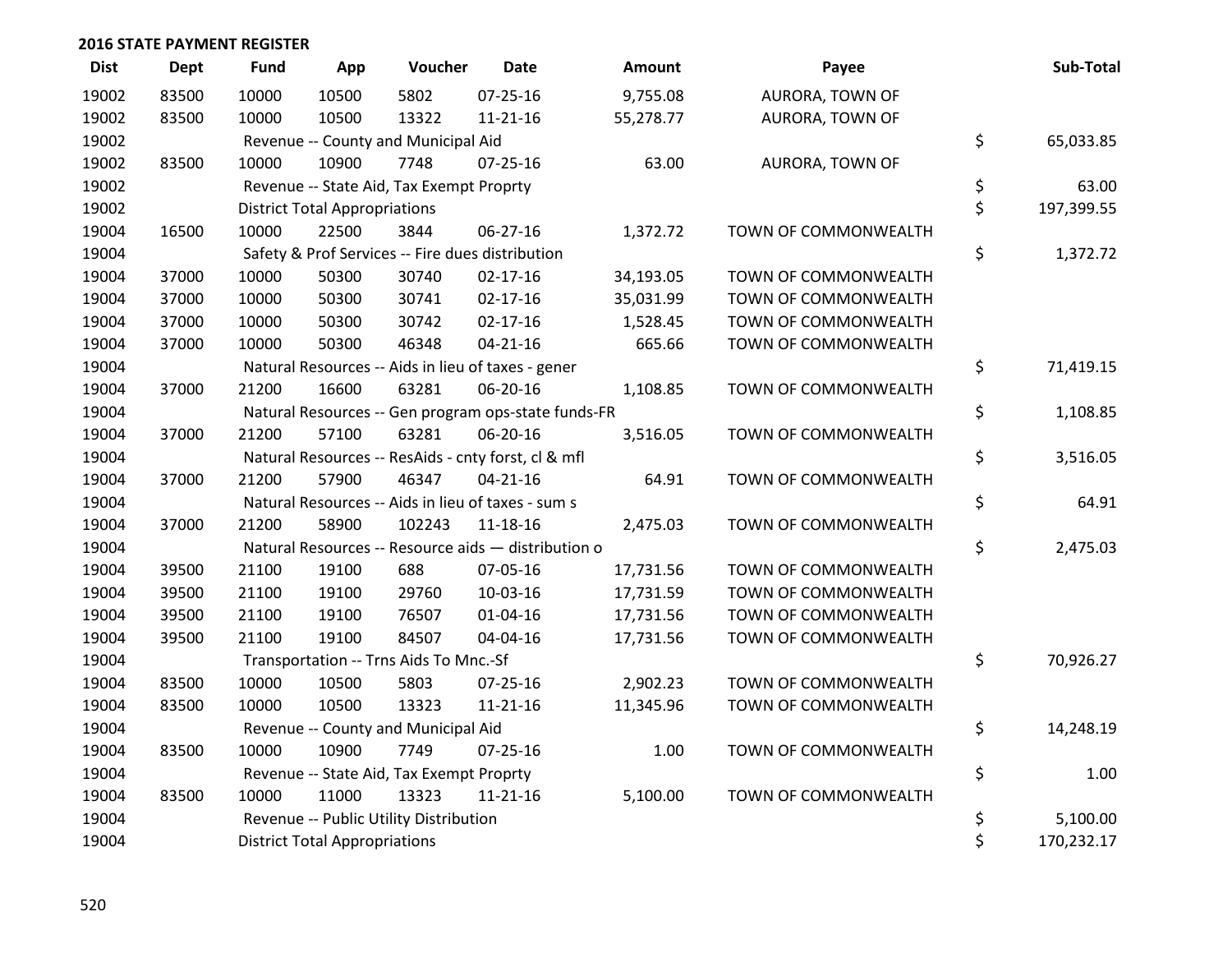## 2016 STATE PAYMENT REGISTER

| Dist | Dept | Fund | App | Voucher | Date | Amount | Payee | | Sub-Total |
|---|---|---|---|---|---|---|---|---|---|
| 19002 | 83500 | 10000 | 10500 | 5802 | 07-25-16 | 9,755.08 | AURORA, TOWN OF | | |
| 19002 | 83500 | 10000 | 10500 | 13322 | 11-21-16 | 55,278.77 | AURORA, TOWN OF | | |
| 19002 | | Revenue -- County and Municipal Aid | | | | | | $ | 65,033.85 |
| 19002 | 83500 | 10000 | 10900 | 7748 | 07-25-16 | 63.00 | AURORA, TOWN OF | | |
| 19002 | | Revenue -- State Aid, Tax Exempt Proprty | | | | | | $ | 63.00 |
| 19002 | | District Total Appropriations | | | | | | $ | 197,399.55 |
| 19004 | 16500 | 10000 | 22500 | 3844 | 06-27-16 | 1,372.72 | TOWN OF COMMONWEALTH | | |
| 19004 | | Safety & Prof Services -- Fire dues distribution | | | | | | $ | 1,372.72 |
| 19004 | 37000 | 10000 | 50300 | 30740 | 02-17-16 | 34,193.05 | TOWN OF COMMONWEALTH | | |
| 19004 | 37000 | 10000 | 50300 | 30741 | 02-17-16 | 35,031.99 | TOWN OF COMMONWEALTH | | |
| 19004 | 37000 | 10000 | 50300 | 30742 | 02-17-16 | 1,528.45 | TOWN OF COMMONWEALTH | | |
| 19004 | 37000 | 10000 | 50300 | 46348 | 04-21-16 | 665.66 | TOWN OF COMMONWEALTH | | |
| 19004 | | Natural Resources -- Aids in lieu of taxes - gener | | | | | | $ | 71,419.15 |
| 19004 | 37000 | 21200 | 16600 | 63281 | 06-20-16 | 1,108.85 | TOWN OF COMMONWEALTH | | |
| 19004 | | Natural Resources -- Gen program ops-state funds-FR | | | | | | $ | 1,108.85 |
| 19004 | 37000 | 21200 | 57100 | 63281 | 06-20-16 | 3,516.05 | TOWN OF COMMONWEALTH | | |
| 19004 | | Natural Resources -- ResAids - cnty forst, cl & mfl | | | | | | $ | 3,516.05 |
| 19004 | 37000 | 21200 | 57900 | 46347 | 04-21-16 | 64.91 | TOWN OF COMMONWEALTH | | |
| 19004 | | Natural Resources -- Aids in lieu of taxes - sum s | | | | | | $ | 64.91 |
| 19004 | 37000 | 21200 | 58900 | 102243 | 11-18-16 | 2,475.03 | TOWN OF COMMONWEALTH | | |
| 19004 | | Natural Resources -- Resource aids — distribution o | | | | | | $ | 2,475.03 |
| 19004 | 39500 | 21100 | 19100 | 688 | 07-05-16 | 17,731.56 | TOWN OF COMMONWEALTH | | |
| 19004 | 39500 | 21100 | 19100 | 29760 | 10-03-16 | 17,731.59 | TOWN OF COMMONWEALTH | | |
| 19004 | 39500 | 21100 | 19100 | 76507 | 01-04-16 | 17,731.56 | TOWN OF COMMONWEALTH | | |
| 19004 | 39500 | 21100 | 19100 | 84507 | 04-04-16 | 17,731.56 | TOWN OF COMMONWEALTH | | |
| 19004 | | Transportation -- Trns Aids To Mnc.-Sf | | | | | | $ | 70,926.27 |
| 19004 | 83500 | 10000 | 10500 | 5803 | 07-25-16 | 2,902.23 | TOWN OF COMMONWEALTH | | |
| 19004 | 83500 | 10000 | 10500 | 13323 | 11-21-16 | 11,345.96 | TOWN OF COMMONWEALTH | | |
| 19004 | | Revenue -- County and Municipal Aid | | | | | | $ | 14,248.19 |
| 19004 | 83500 | 10000 | 10900 | 7749 | 07-25-16 | 1.00 | TOWN OF COMMONWEALTH | | |
| 19004 | | Revenue -- State Aid, Tax Exempt Proprty | | | | | | $ | 1.00 |
| 19004 | 83500 | 10000 | 11000 | 13323 | 11-21-16 | 5,100.00 | TOWN OF COMMONWEALTH | | |
| 19004 | | Revenue -- Public Utility Distribution | | | | | | $ | 5,100.00 |
| 19004 | | District Total Appropriations | | | | | | $ | 170,232.17 |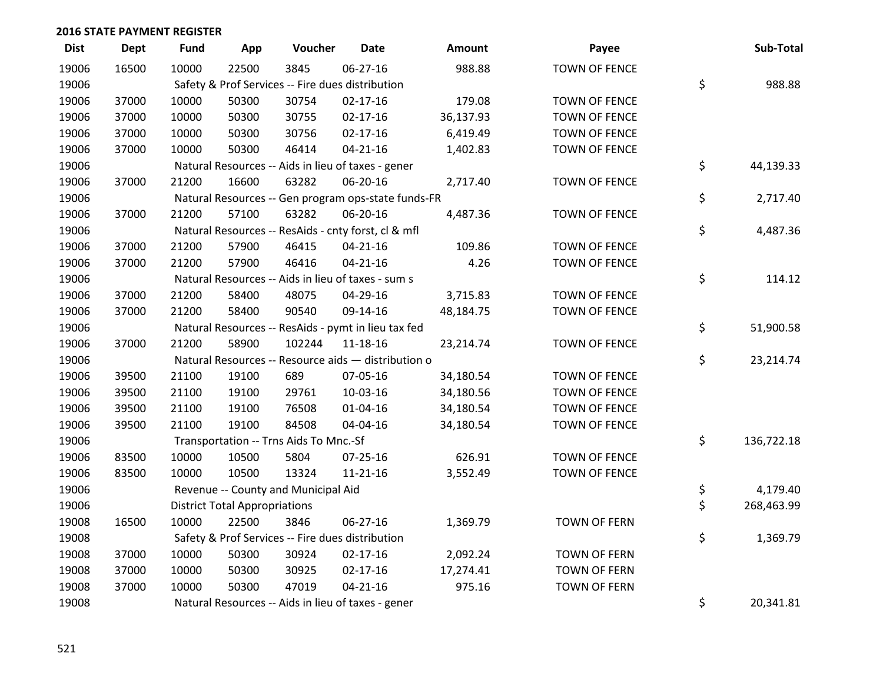## 2016 STATE PAYMENT REGISTER

| Dist | Dept | Fund | App | Voucher | Date | Amount | Payee | Sub-Total |
|---|---|---|---|---|---|---|---|---|
| 19006 | 16500 | 10000 | 22500 | 3845 | 06-27-16 | 988.88 | TOWN OF FENCE | |
| 19006 | | Safety & Prof Services -- Fire dues distribution | | | | | | $ 988.88 |
| 19006 | 37000 | 10000 | 50300 | 30754 | 02-17-16 | 179.08 | TOWN OF FENCE | |
| 19006 | 37000 | 10000 | 50300 | 30755 | 02-17-16 | 36,137.93 | TOWN OF FENCE | |
| 19006 | 37000 | 10000 | 50300 | 30756 | 02-17-16 | 6,419.49 | TOWN OF FENCE | |
| 19006 | 37000 | 10000 | 50300 | 46414 | 04-21-16 | 1,402.83 | TOWN OF FENCE | |
| 19006 | | Natural Resources -- Aids in lieu of taxes - gener | | | | | | $ 44,139.33 |
| 19006 | 37000 | 21200 | 16600 | 63282 | 06-20-16 | 2,717.40 | TOWN OF FENCE | |
| 19006 | | Natural Resources -- Gen program ops-state funds-FR | | | | | | $ 2,717.40 |
| 19006 | 37000 | 21200 | 57100 | 63282 | 06-20-16 | 4,487.36 | TOWN OF FENCE | |
| 19006 | | Natural Resources -- ResAids - cnty forst, cl & mfl | | | | | | $ 4,487.36 |
| 19006 | 37000 | 21200 | 57900 | 46415 | 04-21-16 | 109.86 | TOWN OF FENCE | |
| 19006 | 37000 | 21200 | 57900 | 46416 | 04-21-16 | 4.26 | TOWN OF FENCE | |
| 19006 | | Natural Resources -- Aids in lieu of taxes - sum s | | | | | | $ 114.12 |
| 19006 | 37000 | 21200 | 58400 | 48075 | 04-29-16 | 3,715.83 | TOWN OF FENCE | |
| 19006 | 37000 | 21200 | 58400 | 90540 | 09-14-16 | 48,184.75 | TOWN OF FENCE | |
| 19006 | | Natural Resources -- ResAids - pymt in lieu tax fed | | | | | | $ 51,900.58 |
| 19006 | 37000 | 21200 | 58900 | 102244 | 11-18-16 | 23,214.74 | TOWN OF FENCE | |
| 19006 | | Natural Resources -- Resource aids — distribution o | | | | | | $ 23,214.74 |
| 19006 | 39500 | 21100 | 19100 | 689 | 07-05-16 | 34,180.54 | TOWN OF FENCE | |
| 19006 | 39500 | 21100 | 19100 | 29761 | 10-03-16 | 34,180.56 | TOWN OF FENCE | |
| 19006 | 39500 | 21100 | 19100 | 76508 | 01-04-16 | 34,180.54 | TOWN OF FENCE | |
| 19006 | 39500 | 21100 | 19100 | 84508 | 04-04-16 | 34,180.54 | TOWN OF FENCE | |
| 19006 | | Transportation -- Trns Aids To Mnc.-Sf | | | | | | $ 136,722.18 |
| 19006 | 83500 | 10000 | 10500 | 5804 | 07-25-16 | 626.91 | TOWN OF FENCE | |
| 19006 | 83500 | 10000 | 10500 | 13324 | 11-21-16 | 3,552.49 | TOWN OF FENCE | |
| 19006 | | Revenue -- County and Municipal Aid | | | | | | $ 4,179.40 |
| 19006 | | District Total Appropriations | | | | | | $ 268,463.99 |
| 19008 | 16500 | 10000 | 22500 | 3846 | 06-27-16 | 1,369.79 | TOWN OF FERN | |
| 19008 | | Safety & Prof Services -- Fire dues distribution | | | | | | $ 1,369.79 |
| 19008 | 37000 | 10000 | 50300 | 30924 | 02-17-16 | 2,092.24 | TOWN OF FERN | |
| 19008 | 37000 | 10000 | 50300 | 30925 | 02-17-16 | 17,274.41 | TOWN OF FERN | |
| 19008 | 37000 | 10000 | 50300 | 47019 | 04-21-16 | 975.16 | TOWN OF FERN | |
| 19008 | | Natural Resources -- Aids in lieu of taxes - gener | | | | | | $ 20,341.81 |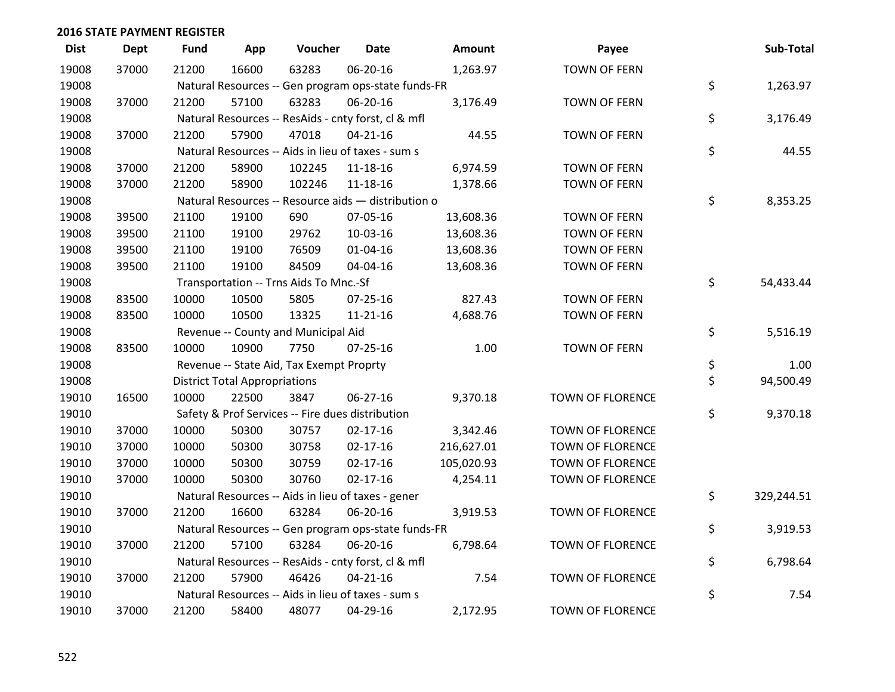**2016 STATE PAYMENT REGISTER**

| Dist | Dept | Fund | App | Voucher | Date | Amount | Payee | Sub-Total |
|---|---|---|---|---|---|---|---|---|
| 19008 | 37000 | 21200 | 16600 | 63283 | 06-20-16 | 1,263.97 | TOWN OF FERN | |
| 19008 | | Natural Resources -- Gen program ops-state funds-FR | | | | | | $ 1,263.97 |
| 19008 | 37000 | 21200 | 57100 | 63283 | 06-20-16 | 3,176.49 | TOWN OF FERN | |
| 19008 | | Natural Resources -- ResAids - cnty forst, cl & mfl | | | | | | $ 3,176.49 |
| 19008 | 37000 | 21200 | 57900 | 47018 | 04-21-16 | 44.55 | TOWN OF FERN | |
| 19008 | | Natural Resources -- Aids in lieu of taxes - sum s | | | | | | $ 44.55 |
| 19008 | 37000 | 21200 | 58900 | 102245 | 11-18-16 | 6,974.59 | TOWN OF FERN | |
| 19008 | 37000 | 21200 | 58900 | 102246 | 11-18-16 | 1,378.66 | TOWN OF FERN | |
| 19008 | | Natural Resources -- Resource aids — distribution o | | | | | | $ 8,353.25 |
| 19008 | 39500 | 21100 | 19100 | 690 | 07-05-16 | 13,608.36 | TOWN OF FERN | |
| 19008 | 39500 | 21100 | 19100 | 29762 | 10-03-16 | 13,608.36 | TOWN OF FERN | |
| 19008 | 39500 | 21100 | 19100 | 76509 | 01-04-16 | 13,608.36 | TOWN OF FERN | |
| 19008 | 39500 | 21100 | 19100 | 84509 | 04-04-16 | 13,608.36 | TOWN OF FERN | |
| 19008 | | Transportation -- Trns Aids To Mnc.-Sf | | | | | | $ 54,433.44 |
| 19008 | 83500 | 10000 | 10500 | 5805 | 07-25-16 | 827.43 | TOWN OF FERN | |
| 19008 | 83500 | 10000 | 10500 | 13325 | 11-21-16 | 4,688.76 | TOWN OF FERN | |
| 19008 | | Revenue -- County and Municipal Aid | | | | | | $ 5,516.19 |
| 19008 | 83500 | 10000 | 10900 | 7750 | 07-25-16 | 1.00 | TOWN OF FERN | |
| 19008 | | Revenue -- State Aid, Tax Exempt Proprty | | | | | | $ 1.00 |
| 19008 | | District Total Appropriations | | | | | | $ 94,500.49 |
| 19010 | 16500 | 10000 | 22500 | 3847 | 06-27-16 | 9,370.18 | TOWN OF FLORENCE | |
| 19010 | | Safety & Prof Services -- Fire dues distribution | | | | | | $ 9,370.18 |
| 19010 | 37000 | 10000 | 50300 | 30757 | 02-17-16 | 3,342.46 | TOWN OF FLORENCE | |
| 19010 | 37000 | 10000 | 50300 | 30758 | 02-17-16 | 216,627.01 | TOWN OF FLORENCE | |
| 19010 | 37000 | 10000 | 50300 | 30759 | 02-17-16 | 105,020.93 | TOWN OF FLORENCE | |
| 19010 | 37000 | 10000 | 50300 | 30760 | 02-17-16 | 4,254.11 | TOWN OF FLORENCE | |
| 19010 | | Natural Resources -- Aids in lieu of taxes - gener | | | | | | $ 329,244.51 |
| 19010 | 37000 | 21200 | 16600 | 63284 | 06-20-16 | 3,919.53 | TOWN OF FLORENCE | |
| 19010 | | Natural Resources -- Gen program ops-state funds-FR | | | | | | $ 3,919.53 |
| 19010 | 37000 | 21200 | 57100 | 63284 | 06-20-16 | 6,798.64 | TOWN OF FLORENCE | |
| 19010 | | Natural Resources -- ResAids - cnty forst, cl & mfl | | | | | | $ 6,798.64 |
| 19010 | 37000 | 21200 | 57900 | 46426 | 04-21-16 | 7.54 | TOWN OF FLORENCE | |
| 19010 | | Natural Resources -- Aids in lieu of taxes - sum s | | | | | | $ 7.54 |
| 19010 | 37000 | 21200 | 58400 | 48077 | 04-29-16 | 2,172.95 | TOWN OF FLORENCE | |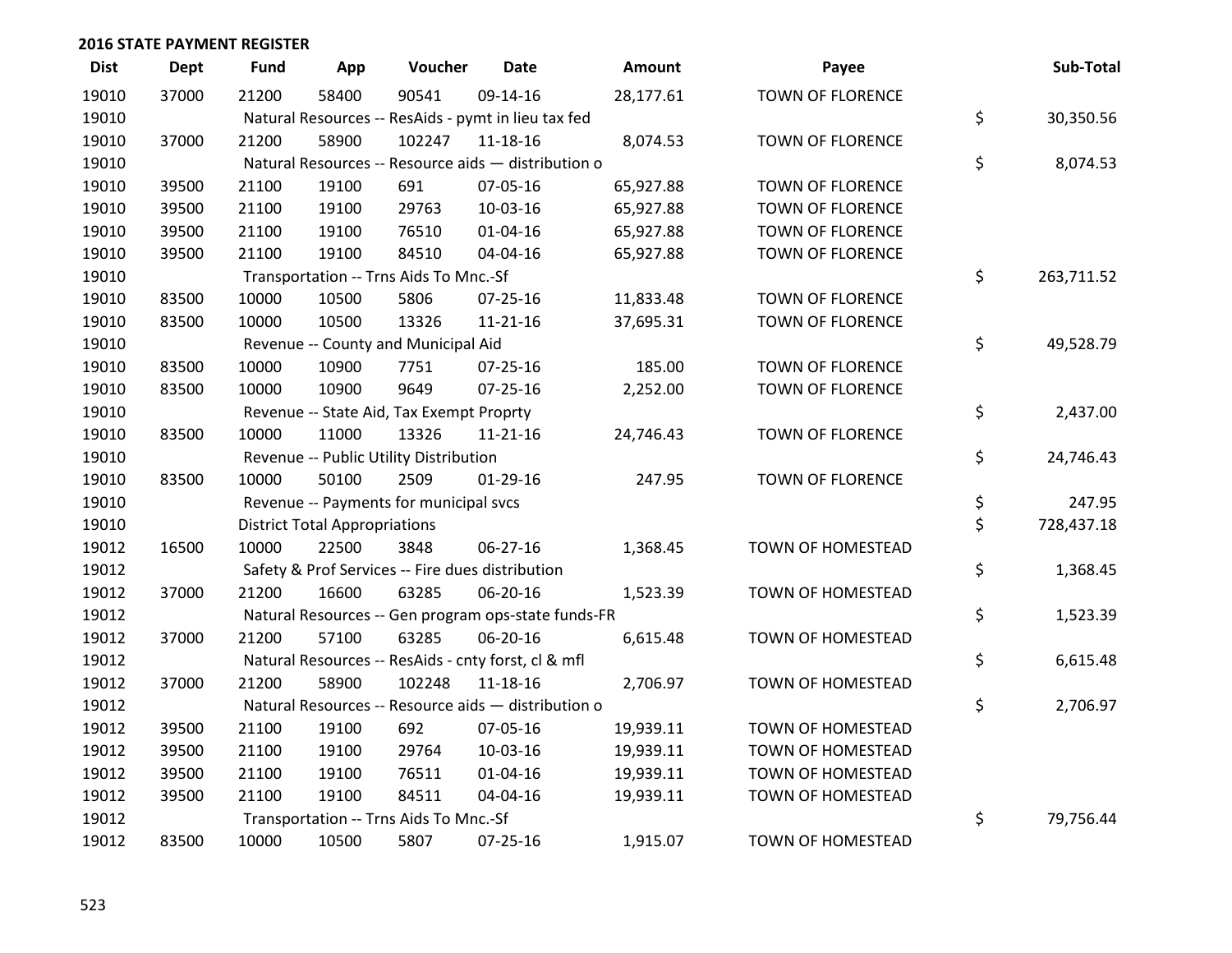## 2016 STATE PAYMENT REGISTER

| Dist | Dept | Fund | App | Voucher | Date | Amount | Payee | Sub-Total |
|---|---|---|---|---|---|---|---|---|
| 19010 | 37000 | 21200 | 58400 | 90541 | 09-14-16 | 28,177.61 | TOWN OF FLORENCE | |
| 19010 | | Natural Resources -- ResAids - pymt in lieu tax fed | | | | | | $ 30,350.56 |
| 19010 | 37000 | 21200 | 58900 | 102247 | 11-18-16 | 8,074.53 | TOWN OF FLORENCE | |
| 19010 | | Natural Resources -- Resource aids — distribution o | | | | | | $ 8,074.53 |
| 19010 | 39500 | 21100 | 19100 | 691 | 07-05-16 | 65,927.88 | TOWN OF FLORENCE | |
| 19010 | 39500 | 21100 | 19100 | 29763 | 10-03-16 | 65,927.88 | TOWN OF FLORENCE | |
| 19010 | 39500 | 21100 | 19100 | 76510 | 01-04-16 | 65,927.88 | TOWN OF FLORENCE | |
| 19010 | 39500 | 21100 | 19100 | 84510 | 04-04-16 | 65,927.88 | TOWN OF FLORENCE | |
| 19010 | | Transportation -- Trns Aids To Mnc.-Sf | | | | | | $ 263,711.52 |
| 19010 | 83500 | 10000 | 10500 | 5806 | 07-25-16 | 11,833.48 | TOWN OF FLORENCE | |
| 19010 | 83500 | 10000 | 10500 | 13326 | 11-21-16 | 37,695.31 | TOWN OF FLORENCE | |
| 19010 | | Revenue -- County and Municipal Aid | | | | | | $ 49,528.79 |
| 19010 | 83500 | 10000 | 10900 | 7751 | 07-25-16 | 185.00 | TOWN OF FLORENCE | |
| 19010 | 83500 | 10000 | 10900 | 9649 | 07-25-16 | 2,252.00 | TOWN OF FLORENCE | |
| 19010 | | Revenue -- State Aid, Tax Exempt Proprty | | | | | | $ 2,437.00 |
| 19010 | 83500 | 10000 | 11000 | 13326 | 11-21-16 | 24,746.43 | TOWN OF FLORENCE | |
| 19010 | | Revenue -- Public Utility Distribution | | | | | | $ 24,746.43 |
| 19010 | 83500 | 10000 | 50100 | 2509 | 01-29-16 | 247.95 | TOWN OF FLORENCE | |
| 19010 | | Revenue -- Payments for municipal svcs | | | | | | $ 247.95 |
| 19010 | | District Total Appropriations | | | | | | $ 728,437.18 |
| 19012 | 16500 | 10000 | 22500 | 3848 | 06-27-16 | 1,368.45 | TOWN OF HOMESTEAD | |
| 19012 | | Safety & Prof Services -- Fire dues distribution | | | | | | $ 1,368.45 |
| 19012 | 37000 | 21200 | 16600 | 63285 | 06-20-16 | 1,523.39 | TOWN OF HOMESTEAD | |
| 19012 | | Natural Resources -- Gen program ops-state funds-FR | | | | | | $ 1,523.39 |
| 19012 | 37000 | 21200 | 57100 | 63285 | 06-20-16 | 6,615.48 | TOWN OF HOMESTEAD | |
| 19012 | | Natural Resources -- ResAids - cnty forst, cl & mfl | | | | | | $ 6,615.48 |
| 19012 | 37000 | 21200 | 58900 | 102248 | 11-18-16 | 2,706.97 | TOWN OF HOMESTEAD | |
| 19012 | | Natural Resources -- Resource aids — distribution o | | | | | | $ 2,706.97 |
| 19012 | 39500 | 21100 | 19100 | 692 | 07-05-16 | 19,939.11 | TOWN OF HOMESTEAD | |
| 19012 | 39500 | 21100 | 19100 | 29764 | 10-03-16 | 19,939.11 | TOWN OF HOMESTEAD | |
| 19012 | 39500 | 21100 | 19100 | 76511 | 01-04-16 | 19,939.11 | TOWN OF HOMESTEAD | |
| 19012 | 39500 | 21100 | 19100 | 84511 | 04-04-16 | 19,939.11 | TOWN OF HOMESTEAD | |
| 19012 | | Transportation -- Trns Aids To Mnc.-Sf | | | | | | $ 79,756.44 |
| 19012 | 83500 | 10000 | 10500 | 5807 | 07-25-16 | 1,915.07 | TOWN OF HOMESTEAD | |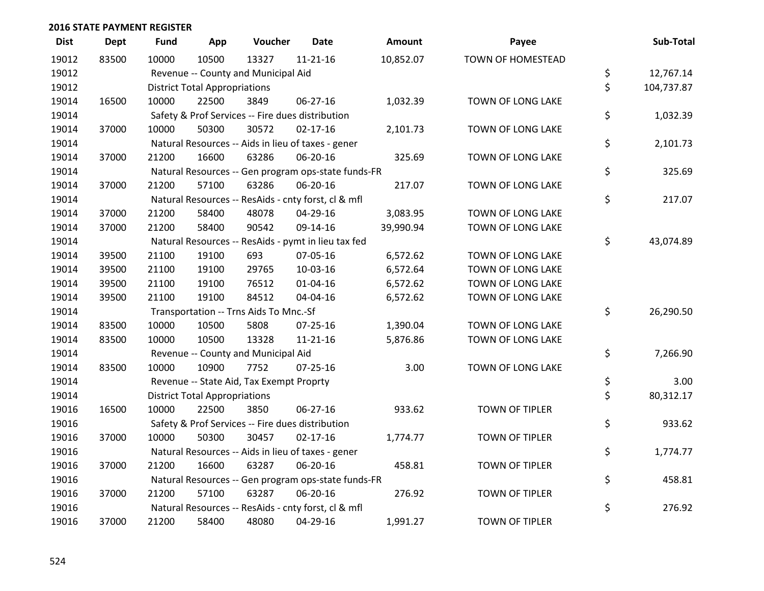## 2016 STATE PAYMENT REGISTER

| Dist | Dept | Fund | App | Voucher | Date | Amount | Payee | Sub-Total |
|---|---|---|---|---|---|---|---|---|
| 19012 | 83500 | 10000 | 10500 | 13327 | 11-21-16 | 10,852.07 | TOWN OF HOMESTEAD | |
| 19012 | | Revenue -- County and Municipal Aid | | | | | | $ 12,767.14 |
| 19012 | | District Total Appropriations | | | | | | $ 104,737.87 |
| 19014 | 16500 | 10000 | 22500 | 3849 | 06-27-16 | 1,032.39 | TOWN OF LONG LAKE | |
| 19014 | | Safety & Prof Services -- Fire dues distribution | | | | | | $ 1,032.39 |
| 19014 | 37000 | 10000 | 50300 | 30572 | 02-17-16 | 2,101.73 | TOWN OF LONG LAKE | |
| 19014 | | Natural Resources -- Aids in lieu of taxes - gener | | | | | | $ 2,101.73 |
| 19014 | 37000 | 21200 | 16600 | 63286 | 06-20-16 | 325.69 | TOWN OF LONG LAKE | |
| 19014 | | Natural Resources -- Gen program ops-state funds-FR | | | | | | $ 325.69 |
| 19014 | 37000 | 21200 | 57100 | 63286 | 06-20-16 | 217.07 | TOWN OF LONG LAKE | |
| 19014 | | Natural Resources -- ResAids - cnty forst, cl & mfl | | | | | | $ 217.07 |
| 19014 | 37000 | 21200 | 58400 | 48078 | 04-29-16 | 3,083.95 | TOWN OF LONG LAKE | |
| 19014 | 37000 | 21200 | 58400 | 90542 | 09-14-16 | 39,990.94 | TOWN OF LONG LAKE | |
| 19014 | | Natural Resources -- ResAids - pymt in lieu tax fed | | | | | | $ 43,074.89 |
| 19014 | 39500 | 21100 | 19100 | 693 | 07-05-16 | 6,572.62 | TOWN OF LONG LAKE | |
| 19014 | 39500 | 21100 | 19100 | 29765 | 10-03-16 | 6,572.64 | TOWN OF LONG LAKE | |
| 19014 | 39500 | 21100 | 19100 | 76512 | 01-04-16 | 6,572.62 | TOWN OF LONG LAKE | |
| 19014 | 39500 | 21100 | 19100 | 84512 | 04-04-16 | 6,572.62 | TOWN OF LONG LAKE | |
| 19014 | | Transportation -- Trns Aids To Mnc.-Sf | | | | | | $ 26,290.50 |
| 19014 | 83500 | 10000 | 10500 | 5808 | 07-25-16 | 1,390.04 | TOWN OF LONG LAKE | |
| 19014 | 83500 | 10000 | 10500 | 13328 | 11-21-16 | 5,876.86 | TOWN OF LONG LAKE | |
| 19014 | | Revenue -- County and Municipal Aid | | | | | | $ 7,266.90 |
| 19014 | 83500 | 10000 | 10900 | 7752 | 07-25-16 | 3.00 | TOWN OF LONG LAKE | |
| 19014 | | Revenue -- State Aid, Tax Exempt Proprty | | | | | | $ 3.00 |
| 19014 | | District Total Appropriations | | | | | | $ 80,312.17 |
| 19016 | 16500 | 10000 | 22500 | 3850 | 06-27-16 | 933.62 | TOWN OF TIPLER | |
| 19016 | | Safety & Prof Services -- Fire dues distribution | | | | | | $ 933.62 |
| 19016 | 37000 | 10000 | 50300 | 30457 | 02-17-16 | 1,774.77 | TOWN OF TIPLER | |
| 19016 | | Natural Resources -- Aids in lieu of taxes - gener | | | | | | $ 1,774.77 |
| 19016 | 37000 | 21200 | 16600 | 63287 | 06-20-16 | 458.81 | TOWN OF TIPLER | |
| 19016 | | Natural Resources -- Gen program ops-state funds-FR | | | | | | $ 458.81 |
| 19016 | 37000 | 21200 | 57100 | 63287 | 06-20-16 | 276.92 | TOWN OF TIPLER | |
| 19016 | | Natural Resources -- ResAids - cnty forst, cl & mfl | | | | | | $ 276.92 |
| 19016 | 37000 | 21200 | 58400 | 48080 | 04-29-16 | 1,991.27 | TOWN OF TIPLER | |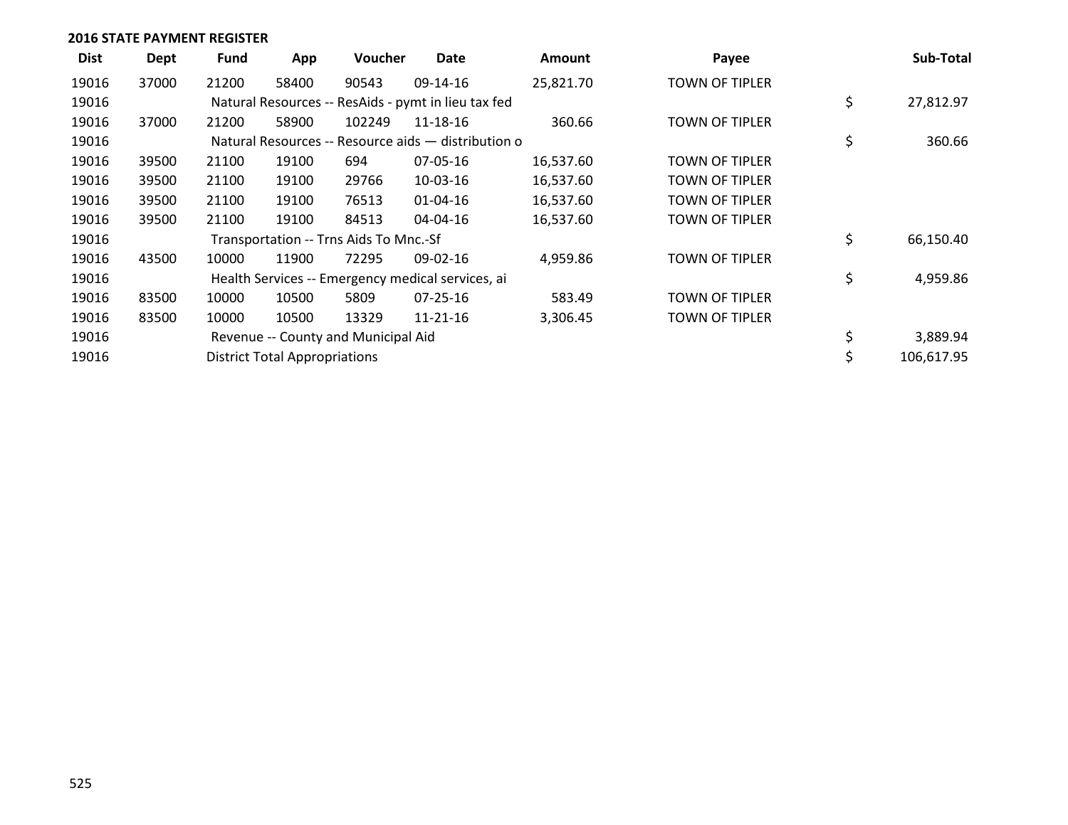**2016 STATE PAYMENT REGISTER**

| Dist | Dept | Fund | App | Voucher | Date | Amount | Payee | Sub-Total |
|---|---|---|---|---|---|---|---|---|
| 19016 | 37000 | 21200 | 58400 | 90543 | 09-14-16 | 25,821.70 | TOWN OF TIPLER | |
| 19016 | | Natural Resources -- ResAids - pymt in lieu tax fed | | | | | | $ 27,812.97 |
| 19016 | 37000 | 21200 | 58900 | 102249 | 11-18-16 | 360.66 | TOWN OF TIPLER | |
| 19016 | | Natural Resources -- Resource aids — distribution o | | | | | | $ 360.66 |
| 19016 | 39500 | 21100 | 19100 | 694 | 07-05-16 | 16,537.60 | TOWN OF TIPLER | |
| 19016 | 39500 | 21100 | 19100 | 29766 | 10-03-16 | 16,537.60 | TOWN OF TIPLER | |
| 19016 | 39500 | 21100 | 19100 | 76513 | 01-04-16 | 16,537.60 | TOWN OF TIPLER | |
| 19016 | 39500 | 21100 | 19100 | 84513 | 04-04-16 | 16,537.60 | TOWN OF TIPLER | |
| 19016 | | Transportation -- Trns Aids To Mnc.-Sf | | | | | | $ 66,150.40 |
| 19016 | 43500 | 10000 | 11900 | 72295 | 09-02-16 | 4,959.86 | TOWN OF TIPLER | |
| 19016 | | Health Services -- Emergency medical services, ai | | | | | | $ 4,959.86 |
| 19016 | 83500 | 10000 | 10500 | 5809 | 07-25-16 | 583.49 | TOWN OF TIPLER | |
| 19016 | 83500 | 10000 | 10500 | 13329 | 11-21-16 | 3,306.45 | TOWN OF TIPLER | |
| 19016 | | Revenue -- County and Municipal Aid | | | | | | $ 3,889.94 |
| 19016 | | District Total Appropriations | | | | | | $ 106,617.95 |